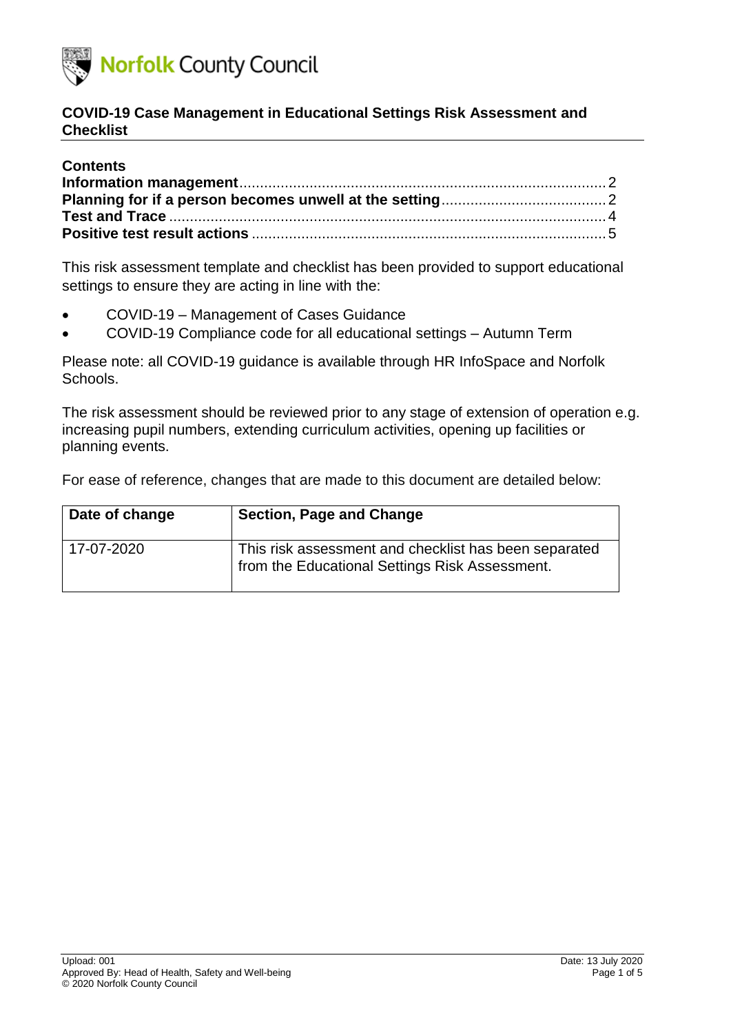Norfolk County Council

# COVID-19 Case Management in Educational Settings Risk Assessment and Checklist

## Contents

**Information management** ........ 2
**Planning for if a person becomes unwell at the setting** ........ 2
**Test and Trace** ........ 4
**Positive test result actions** ........ 5

This risk assessment template and checklist has been provided to support educational settings to ensure they are acting in line with the:

- COVID-19 – Management of Cases Guidance
- COVID-19 Compliance code for all educational settings – Autumn Term

Please note: all COVID-19 guidance is available through HR InfoSpace and Norfolk Schools.

The risk assessment should be reviewed prior to any stage of extension of operation e.g. increasing pupil numbers, extending curriculum activities, opening up facilities or planning events.

For ease of reference, changes that are made to this document are detailed below:

| Date of change | Section, Page and Change |
|---|---|
| 17-07-2020 | This risk assessment and checklist has been separated from the Educational Settings Risk Assessment. |

Upload: 001
Approved By: Head of Health, Safety and Well-being
© 2020 Norfolk County Council
Date: 13 July 2020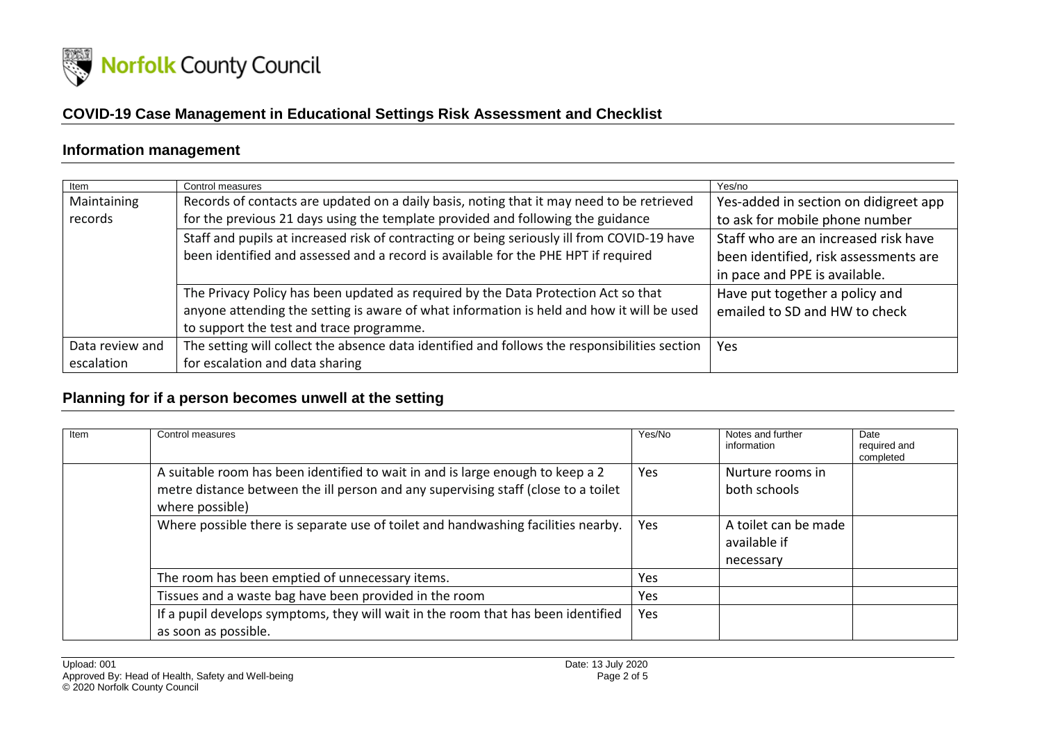# COVID-19 Case Management in Educational Settings Risk Assessment and Checklist

## Information management

| Item | Control measures | Yes/no |
|---|---|---|
| Maintaining records | Records of contacts are updated on a daily basis, noting that it may need to be retrieved for the previous 21 days using the template provided and following the guidance | Yes-added in section on didigreet app to ask for mobile phone number |
| | Staff and pupils at increased risk of contracting or being seriously ill from COVID-19 have been identified and assessed and a record is available for the PHE HPT if required | Staff who are an increased risk have been identified, risk assessments are in pace and PPE is available. |
| | The Privacy Policy has been updated as required by the Data Protection Act so that anyone attending the setting is aware of what information is held and how it will be used to support the test and trace programme. | Have put together a policy and emailed to SD and HW to check |
| Data review and escalation | The setting will collect the absence data identified and follows the responsibilities section for escalation and data sharing | Yes |

## Planning for if a person becomes unwell at the setting

| Item | Control measures | Yes/No | Notes and further information | Date required and completed |
|---|---|---|---|---|
| | A suitable room has been identified to wait in and is large enough to keep a 2 metre distance between the ill person and any supervising staff (close to a toilet where possible) | Yes | Nurture rooms in both schools | |
| | Where possible there is separate use of toilet and handwashing facilities nearby. | Yes | A toilet can be made available if necessary | |
| | The room has been emptied of unnecessary items. | Yes | | |
| | Tissues and a waste bag have been provided in the room | Yes | | |
| | If a pupil develops symptoms, they will wait in the room that has been identified as soon as possible. | Yes | | |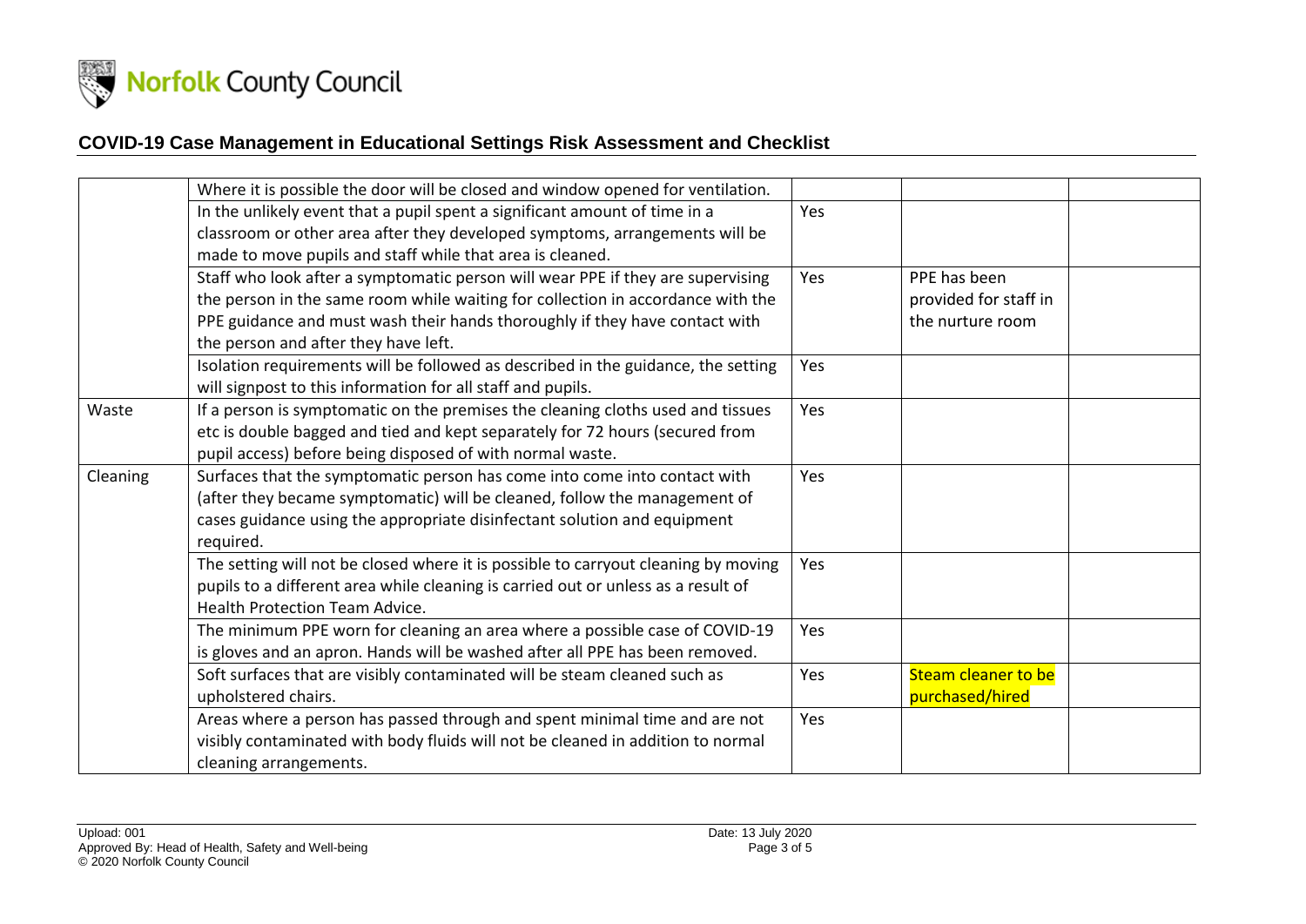## COVID-19 Case Management in Educational Settings Risk Assessment and Checklist

| | | | | |
|---|---|---|---|---|
| | Where it is possible the door will be closed and window opened for ventilation. | | | |
| | In the unlikely event that a pupil spent a significant amount of time in a classroom or other area after they developed symptoms, arrangements will be made to move pupils and staff while that area is cleaned. | Yes | | |
| | Staff who look after a symptomatic person will wear PPE if they are supervising the person in the same room while waiting for collection in accordance with the PPE guidance and must wash their hands thoroughly if they have contact with the person and after they have left. | Yes | PPE has been provided for staff in the nurture room | |
| | Isolation requirements will be followed as described in the guidance, the setting will signpost to this information for all staff and pupils. | Yes | | |
| Waste | If a person is symptomatic on the premises the cleaning cloths used and tissues etc is double bagged and tied and kept separately for 72 hours (secured from pupil access) before being disposed of with normal waste. | Yes | | |
| Cleaning | Surfaces that the symptomatic person has come into come into contact with (after they became symptomatic) will be cleaned, follow the management of cases guidance using the appropriate disinfectant solution and equipment required. | Yes | | |
| | The setting will not be closed where it is possible to carryout cleaning by moving pupils to a different area while cleaning is carried out or unless as a result of Health Protection Team Advice. | Yes | | |
| | The minimum PPE worn for cleaning an area where a possible case of COVID-19 is gloves and an apron. Hands will be washed after all PPE has been removed. | Yes | | |
| | Soft surfaces that are visibly contaminated will be steam cleaned such as upholstered chairs. | Yes | Steam cleaner to be purchased/hired | |
| | Areas where a person has passed through and spent minimal time and are not visibly contaminated with body fluids will not be cleaned in addition to normal cleaning arrangements. | Yes | | |

Upload: 001
Approved By: Head of Health, Safety and Well-being
© 2020 Norfolk County Council

Date: 13 July 2020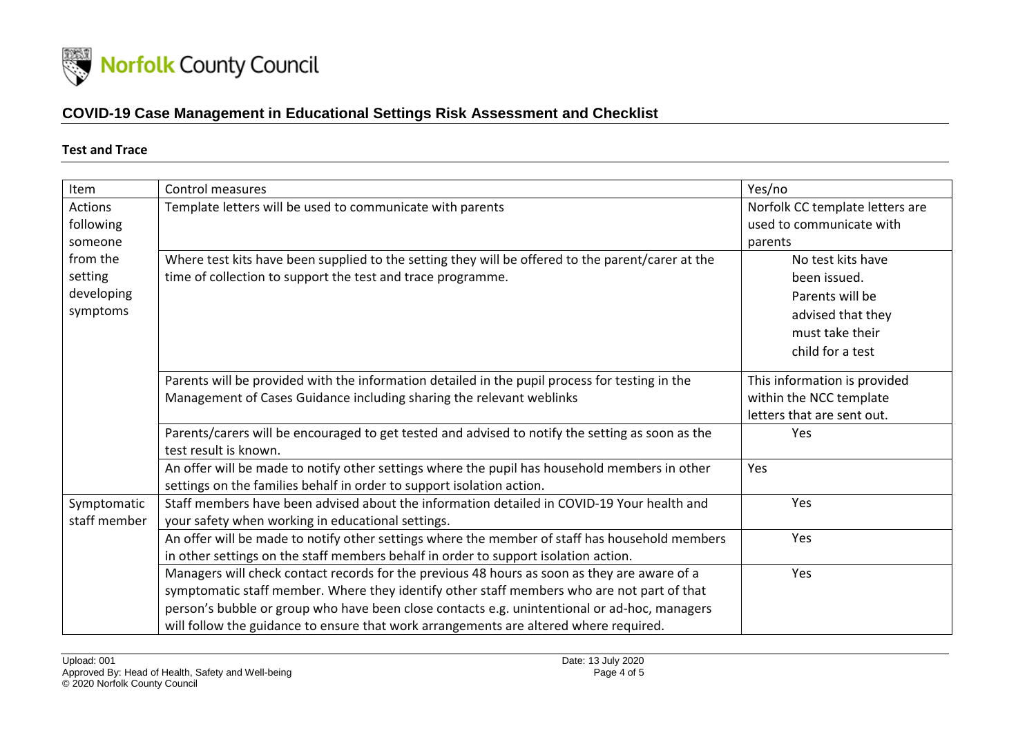## COVID-19 Case Management in Educational Settings Risk Assessment and Checklist

### Test and Trace

| Item | Control measures | Yes/no |
|---|---|---|
| Actions following someone from the setting developing symptoms | Template letters will be used to communicate with parents | Norfolk CC template letters are used to communicate with parents |
| | Where test kits have been supplied to the setting they will be offered to the parent/carer at the time of collection to support the test and trace programme. | No test kits have been issued. Parents will be advised that they must take their child for a test |
| | Parents will be provided with the information detailed in the pupil process for testing in the Management of Cases Guidance including sharing the relevant weblinks | This information is provided within the NCC template letters that are sent out. |
| | Parents/carers will be encouraged to get tested and advised to notify the setting as soon as the test result is known. | Yes |
| | An offer will be made to notify other settings where the pupil has household members in other settings on the families behalf in order to support isolation action. | Yes |
| Symptomatic staff member | Staff members have been advised about the information detailed in COVID-19 Your health and your safety when working in educational settings. | Yes |
| | An offer will be made to notify other settings where the member of staff has household members in other settings on the staff members behalf in order to support isolation action. | Yes |
| | Managers will check contact records for the previous 48 hours as soon as they are aware of a symptomatic staff member. Where they identify other staff members who are not part of that person's bubble or group who have been close contacts e.g. unintentional or ad-hoc, managers will follow the guidance to ensure that work arrangements are altered where required. | Yes |

Upload: 001
Approved By: Head of Health, Safety and Well-being
© 2020 Norfolk County Council

Date: 13 July 2020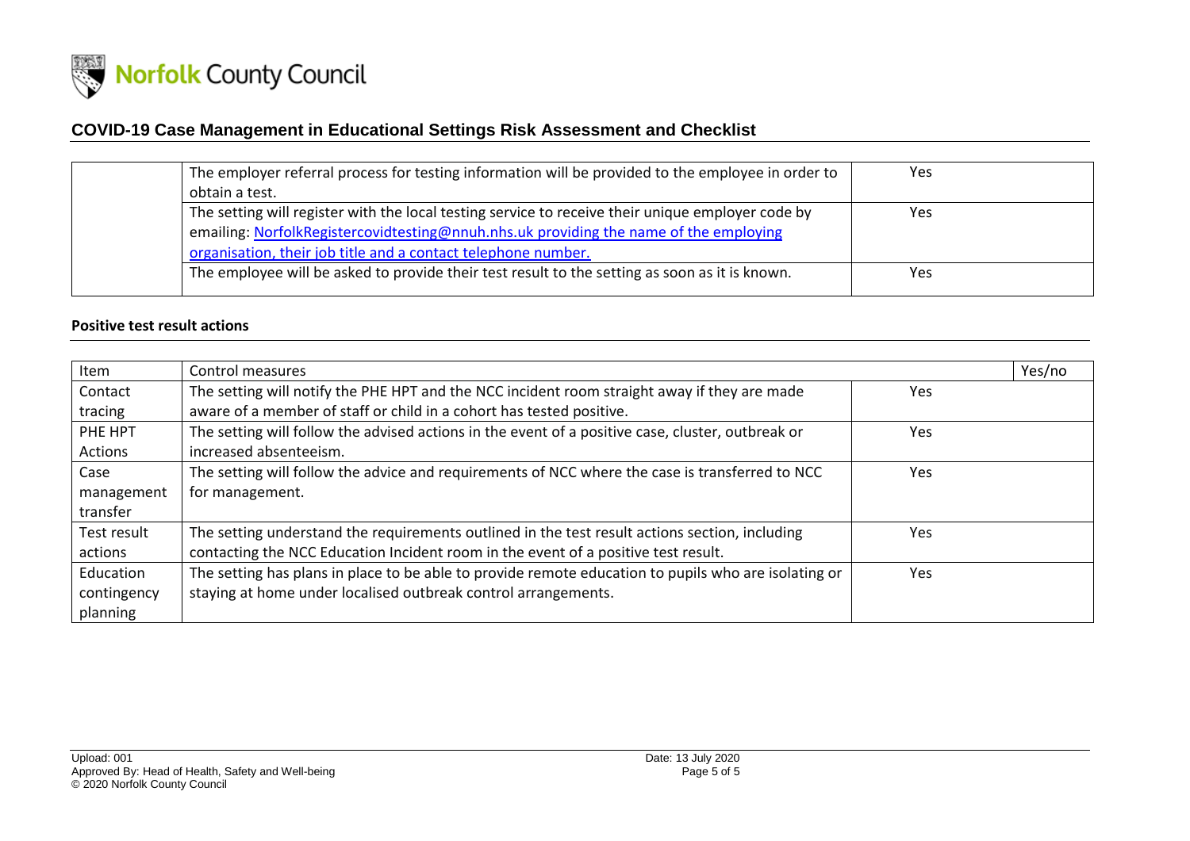| | | |
|---|---|---|
| | The employer referral process for testing information will be provided to the employee in order to obtain a test. | Yes |
| | The setting will register with the local testing service to receive their unique employer code by emailing: NorfolkRegistercovidtesting@nnuh.nhs.uk providing the name of the employing organisation, their job title and a contact telephone number. | Yes |
| | The employee will be asked to provide their test result to the setting as soon as it is known. | Yes |

**Positive test result actions**

| Item | Control measures | Yes/no |
|---|---|---|
| Contact tracing | The setting will notify the PHE HPT and the NCC incident room straight away if they are made aware of a member of staff or child in a cohort has tested positive. | Yes |
| PHE HPT Actions | The setting will follow the advised actions in the event of a positive case, cluster, outbreak or increased absenteeism. | Yes |
| Case management transfer | The setting will follow the advice and requirements of NCC where the case is transferred to NCC for management. | Yes |
| Test result actions | The setting understand the requirements outlined in the test result actions section, including contacting the NCC Education Incident room in the event of a positive test result. | Yes |
| Education contingency planning | The setting has plans in place to be able to provide remote education to pupils who are isolating or staying at home under localised outbreak control arrangements. | Yes |